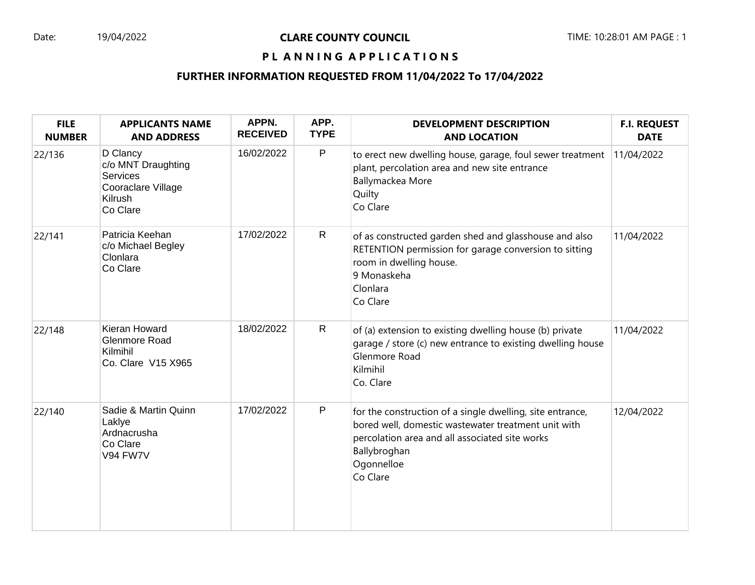Date: 19/04/2022

# CLARE COUNTY COUNCIL

## PLANNING APPLICATIONS

### FURTHER INFORMATION REQUESTED FROM 11/04/2022 To 17/04/2022

| FILE NUMBER | APPLICANTS NAME AND ADDRESS | APPN. RECEIVED | APP. TYPE | DEVELOPMENT DESCRIPTION AND LOCATION | F.I. REQUEST DATE |
|---|---|---|---|---|---|
| 22/136 | D Clancy<br>c/o MNT Draughting Services<br>Cooraclare Village<br>Kilrush<br>Co Clare | 16/02/2022 | P | to erect new dwelling house, garage, foul sewer treatment plant, percolation area and new site entrance<br>Ballymackea More<br>Quilty<br>Co Clare | 11/04/2022 |
| 22/141 | Patricia Keehan<br>c/o Michael Begley<br>Clonlara<br>Co Clare | 17/02/2022 | R | of as constructed garden shed and glasshouse and also RETENTION permission for garage conversion to sitting room in dwelling house.<br>9 Monaskeha<br>Clonlara<br>Co Clare | 11/04/2022 |
| 22/148 | Kieran Howard<br>Glenmore Road<br>Kilmihil<br>Co. Clare V15 X965 | 18/02/2022 | R | of (a) extension to existing dwelling house (b) private garage / store (c) new entrance to existing dwelling house<br>Glenmore Road<br>Kilmihil<br>Co. Clare | 11/04/2022 |
| 22/140 | Sadie & Martin Quinn<br>Laklye<br>Ardnacrusha<br>Co Clare<br>V94 FW7V | 17/02/2022 | P | for the construction of a single dwelling, site entrance, bored well, domestic wastewater treatment unit with percolation area and all associated site works<br>Ballybroghan<br>Ogonnelloe<br>Co Clare | 12/04/2022 |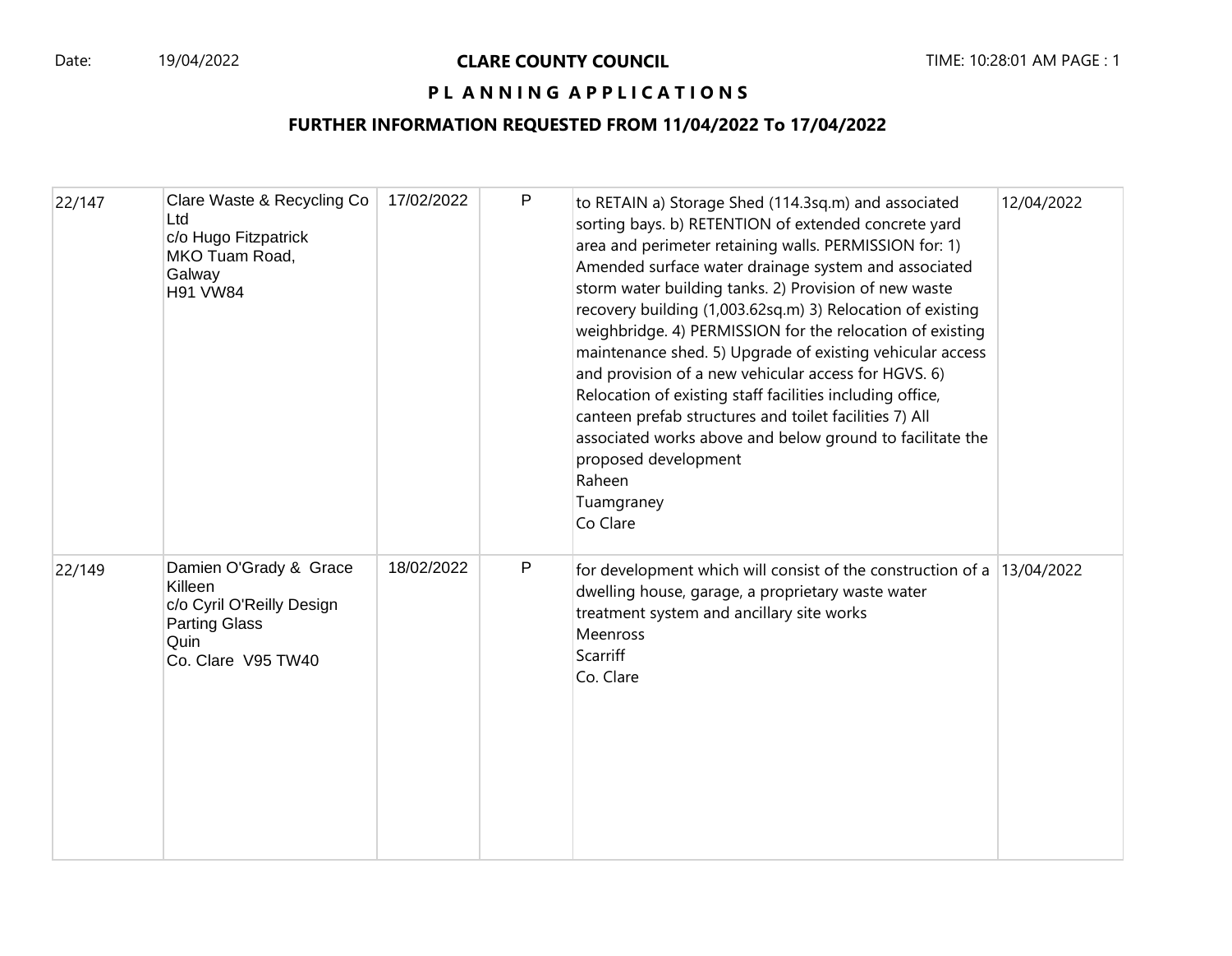# CLARE COUNTY COUNCIL

## PLANNING APPLICATIONS

### FURTHER INFORMATION REQUESTED FROM 11/04/2022 To 17/04/2022

Date: 19/04/2022

| | | | | | |
|---|---|---|---|---|---|
| 22/147 | Clare Waste & Recycling Co Ltd<br>c/o Hugo Fitzpatrick<br>MKO Tuam Road,<br>Galway<br>H91 VW84 | 17/02/2022 | P | to RETAIN a) Storage Shed (114.3sq.m) and associated sorting bays. b) RETENTION of extended concrete yard area and perimeter retaining walls. PERMISSION for: 1) Amended surface water drainage system and associated storm water building tanks. 2) Provision of new waste recovery building (1,003.62sq.m) 3) Relocation of existing weighbridge. 4) PERMISSION for the relocation of existing maintenance shed. 5) Upgrade of existing vehicular access and provision of a new vehicular access for HGVS. 6) Relocation of existing staff facilities including office, canteen prefab structures and toilet facilities 7) All associated works above and below ground to facilitate the proposed development<br>Raheen<br>Tuamgraney<br>Co Clare | 12/04/2022 |
| 22/149 | Damien O'Grady & Grace Killeen<br>c/o Cyril O'Reilly Design<br>Parting Glass<br>Quin<br>Co. Clare V95 TW40 | 18/02/2022 | P | for development which will consist of the construction of a dwelling house, garage, a proprietary waste water treatment system and ancillary site works<br>Meenross<br>Scarriff<br>Co. Clare | 13/04/2022 |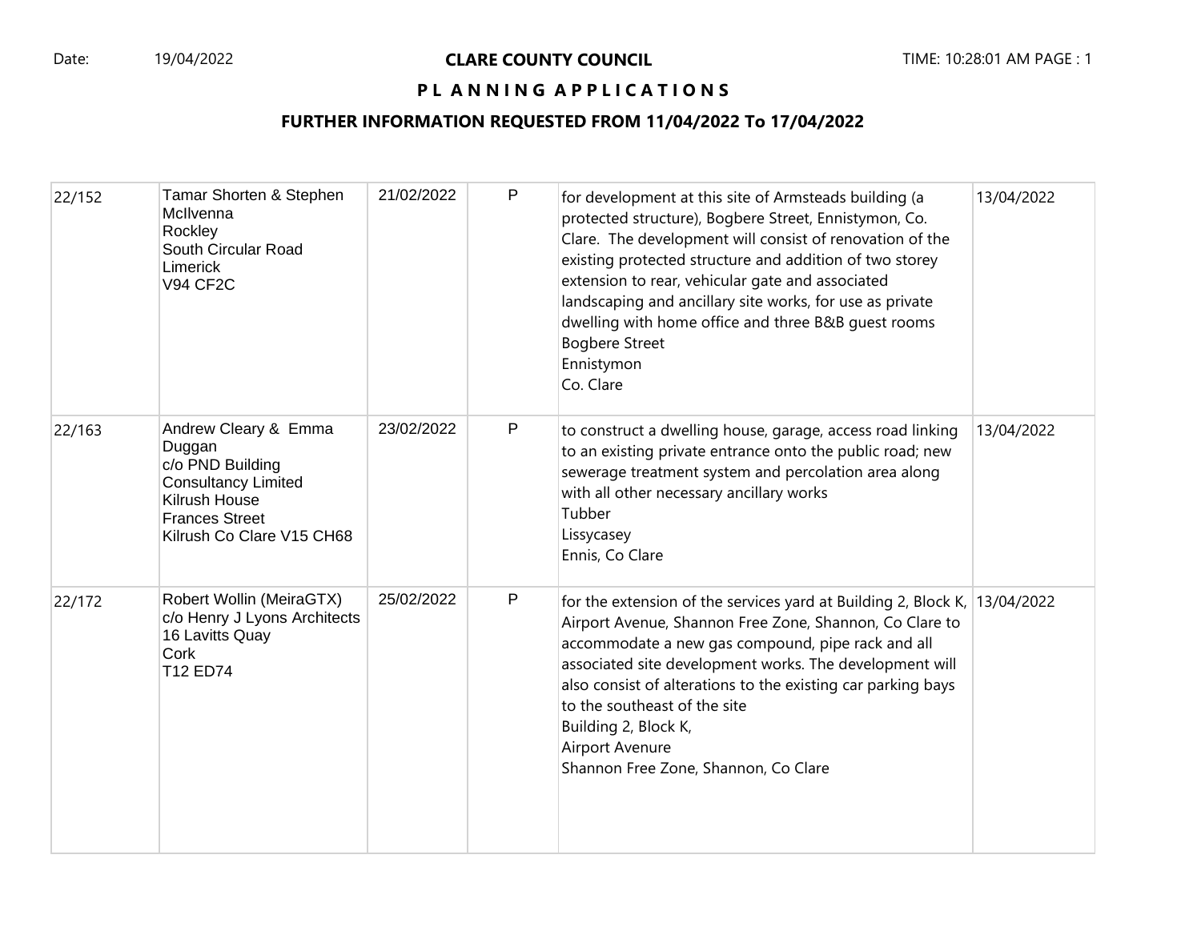# CLARE COUNTY COUNCIL

Date: 19/04/2022

## PLANNING APPLICATIONS

### FURTHER INFORMATION REQUESTED FROM 11/04/2022 To 17/04/2022

| | | | | | |
|---|---|---|---|---|---|
| 22/152 | Tamar Shorten & Stephen McIlvenna<br>Rockley<br>South Circular Road<br>Limerick<br>V94 CF2C | 21/02/2022 | P | for development at this site of Armsteads building (a protected structure), Bogbere Street, Ennistymon, Co. Clare. The development will consist of renovation of the existing protected structure and addition of two storey extension to rear, vehicular gate and associated landscaping and ancillary site works, for use as private dwelling with home office and three B&B guest rooms<br>Bogbere Street<br>Ennistymon<br>Co. Clare | 13/04/2022 |
| 22/163 | Andrew Cleary & Emma Duggan<br>c/o PND Building Consultancy Limited<br>Kilrush House<br>Frances Street<br>Kilrush Co Clare V15 CH68 | 23/02/2022 | P | to construct a dwelling house, garage, access road linking to an existing private entrance onto the public road; new sewerage treatment system and percolation area along with all other necessary ancillary works<br>Tubber<br>Lissycasey<br>Ennis, Co Clare | 13/04/2022 |
| 22/172 | Robert Wollin (MeiraGTX)<br>c/o Henry J Lyons Architects<br>16 Lavitts Quay<br>Cork<br>T12 ED74 | 25/02/2022 | P | for the extension of the services yard at Building 2, Block K, Airport Avenue, Shannon Free Zone, Shannon, Co Clare to accommodate a new gas compound, pipe rack and all associated site development works. The development will also consist of alterations to the existing car parking bays to the southeast of the site<br>Building 2, Block K,<br>Airport Avenure<br>Shannon Free Zone, Shannon, Co Clare | 13/04/2022 |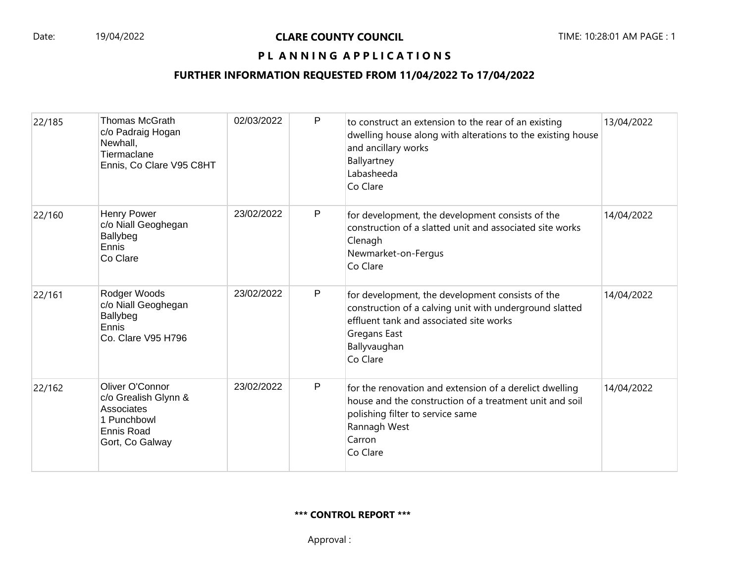**CLARE COUNTY COUNCIL**

**P L A N N I N G A P P L I C A T I O N S**

**FURTHER INFORMATION REQUESTED FROM 11/04/2022 To 17/04/2022**

| | | | | | |
|---|---|---|---|---|---|
| 22/185 | Thomas McGrath<br>c/o Padraig Hogan<br>Newhall,<br>Tiermaclane<br>Ennis, Co Clare V95 C8HT | 02/03/2022 | P | to construct an extension to the rear of an existing dwelling house along with alterations to the existing house and ancillary works<br>Ballyartney<br>Labasheeda<br>Co Clare | 13/04/2022 |
| 22/160 | Henry Power<br>c/o Niall Geoghegan<br>Ballybeg<br>Ennis<br>Co Clare | 23/02/2022 | P | for development, the development consists of the construction of a slatted unit and associated site works<br>Clenagh<br>Newmarket-on-Fergus<br>Co Clare | 14/04/2022 |
| 22/161 | Rodger Woods<br>c/o Niall Geoghegan<br>Ballybeg<br>Ennis<br>Co. Clare V95 H796 | 23/02/2022 | P | for development, the development consists of the construction of a calving unit with underground slatted effluent tank and associated site works<br>Gregans East<br>Ballyvaughan<br>Co Clare | 14/04/2022 |
| 22/162 | Oliver O'Connor<br>c/o Grealish Glynn & Associates<br>1 Punchbowl<br>Ennis Road<br>Gort, Co Galway | 23/02/2022 | P | for the renovation and extension of a derelict dwelling house and the construction of a treatment unit and soil polishing filter to service same<br>Rannagh West<br>Carron<br>Co Clare | 14/04/2022 |

**\*\*\* CONTROL REPORT \*\*\***

Approval :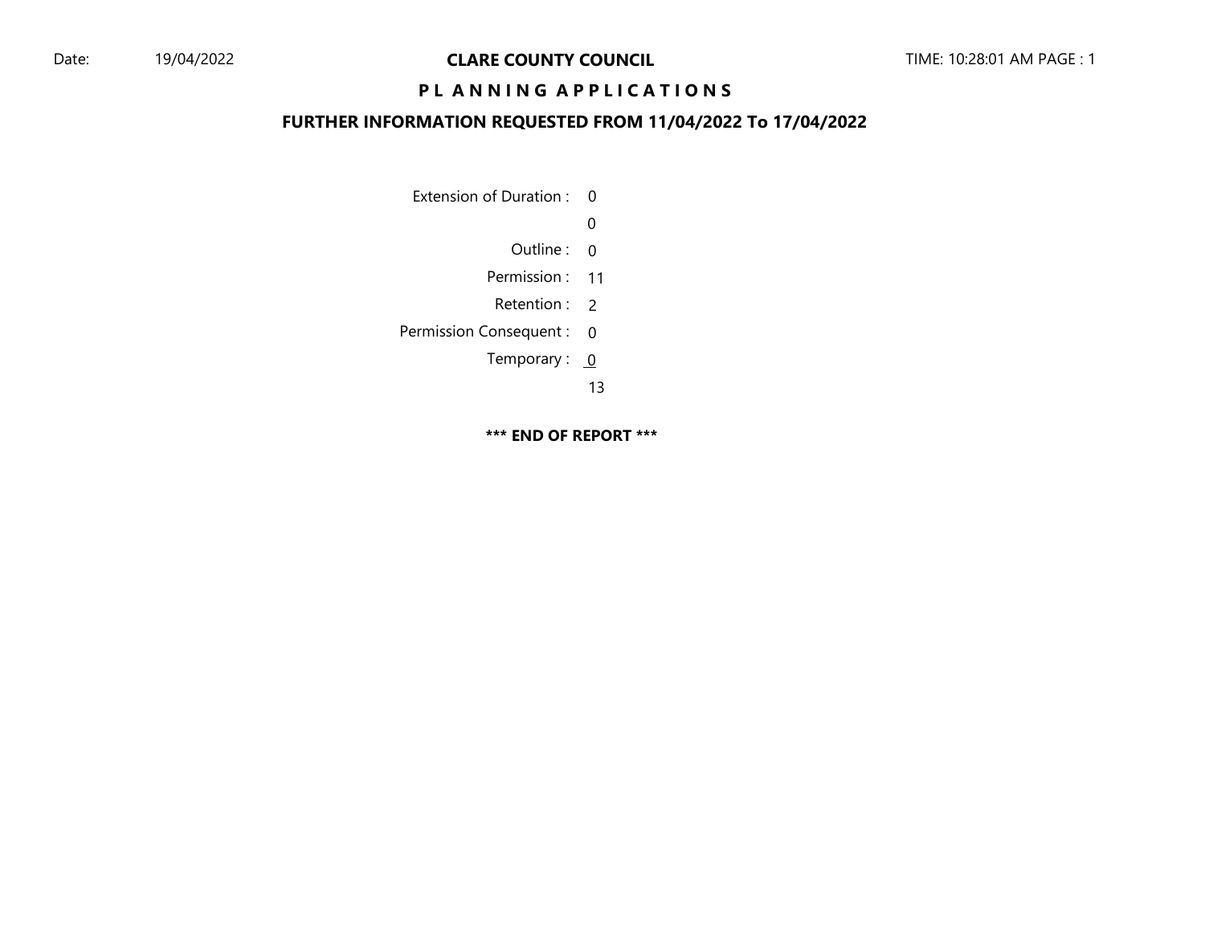Date: 19/04/2022

# CLARE COUNTY COUNCIL

## P L A N N I N G A P P L I C A T I O N S

### FURTHER INFORMATION REQUESTED FROM 11/04/2022 To 17/04/2022

| | |
|---|---|
| Extension of Duration : | 0 |
| | 0 |
| Outline : | 0 |
| Permission : | 11 |
| Retention : | 2 |
| Permission Consequent : | 0 |
| Temporary : | 0 |
| | 13 |

**\*\*\* END OF REPORT \*\*\***